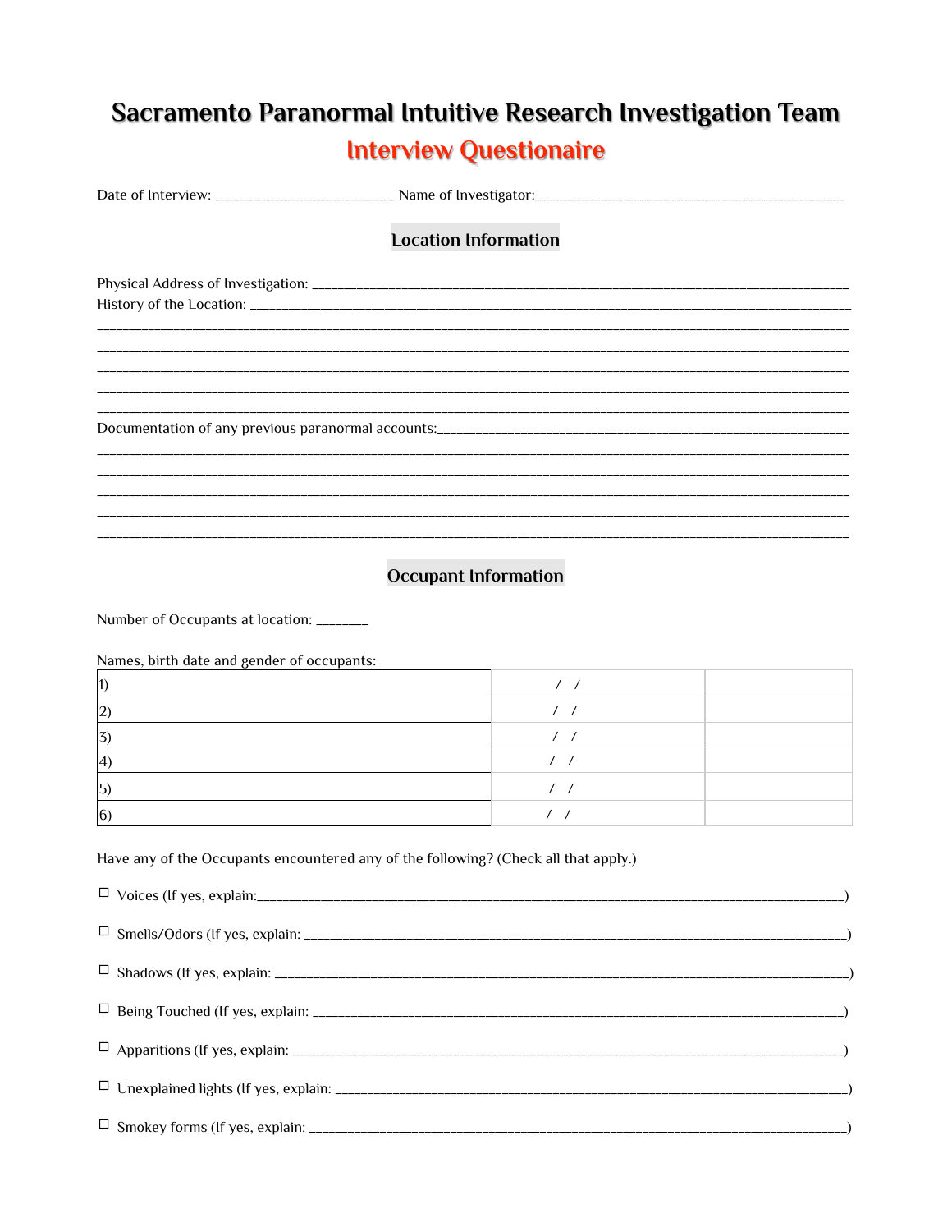# Sacramento Paranormal Intuitive Research Investigation Team

## Interview Questionaire

Date of Interview: ________________________ Name of Investigator:____________________________________________

### Location Information

Physical Address of Investigation: ___________________________________________________________________________

History of the Location: _________________________________________________________________________________

______________________________________________________________________________________________________

______________________________________________________________________________________________________

______________________________________________________________________________________________________

______________________________________________________________________________________________________

______________________________________________________________________________________________________

Documentation of any previous paranormal accounts:_______________________________________________________

______________________________________________________________________________________________________

______________________________________________________________________________________________________

______________________________________________________________________________________________________

______________________________________________________________________________________________________

______________________________________________________________________________________________________

### Occupant Information

Number of Occupants at location: _______

Names, birth date and gender of occupants:

| | | |
|---|---|---|
| 1) | / / | |
| 2) | / / | |
| 3) | / / | |
| 4) | / / | |
| 5) | / / | |
| 6) | / / | |

Have any of the Occupants encountered any of the following? (Check all that apply.)

☐ Voices (If yes, explain:___________________________________________________________________________)

☐ Smells/Odors (If yes, explain: ____________________________________________________________________)

☐ Shadows (If yes, explain: _________________________________________________________________________)

☐ Being Touched (If yes, explain: ____________________________________________________________________)

☐ Apparitions (If yes, explain: ______________________________________________________________________)

☐ Unexplained lights (If yes, explain: ________________________________________________________________)

☐ Smokey forms (If yes, explain: ____________________________________________________________________)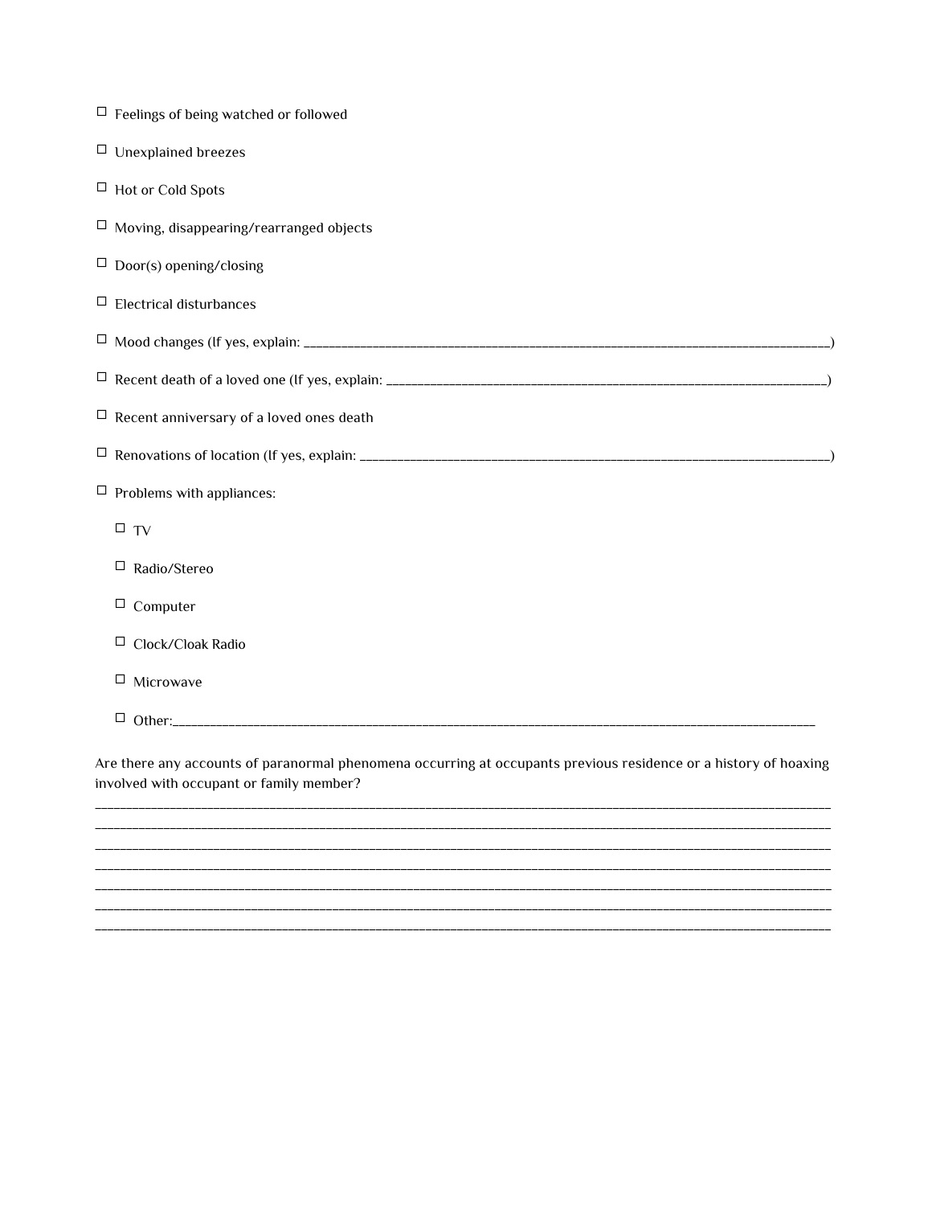- ☐ Feelings of being watched or followed
- ☐ Unexplained breezes
- ☐ Hot or Cold Spots
- ☐ Moving, disappearing/rearranged objects
- ☐ Door(s) opening/closing
- ☐ Electrical disturbances
- ☐ Mood changes (If yes, explain: ______________________________________________________________________________)
- ☐ Recent death of a loved one (If yes, explain: ____________________________________________________________________)
- ☐ Recent anniversary of a loved ones death
- ☐ Renovations of location (If yes, explain: _______________________________________________________________________)
- ☐ Problems with appliances:
  - ☐ TV
  - ☐ Radio/Stereo
  - ☐ Computer
  - ☐ Clock/Cloak Radio
  - ☐ Microwave
  - ☐ Other:_____________________________________________________________________________________________

Are there any accounts of paranormal phenomena occurring at occupants previous residence or a history of hoaxing involved with occupant or family member?

____________________________________________________________________________________________________________
____________________________________________________________________________________________________________
____________________________________________________________________________________________________________
____________________________________________________________________________________________________________
____________________________________________________________________________________________________________
____________________________________________________________________________________________________________
____________________________________________________________________________________________________________